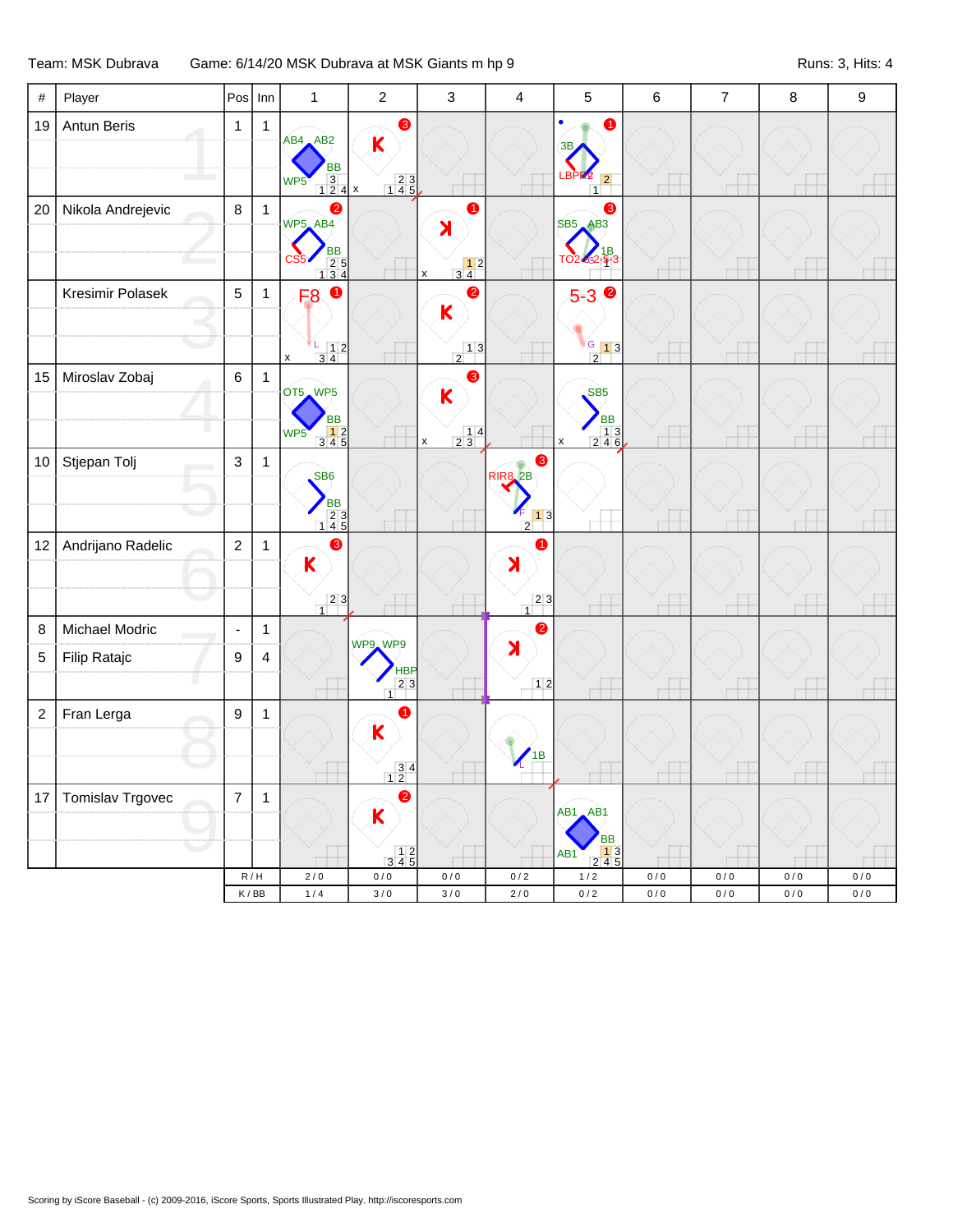Team: MSK Dubrava — Game: 6/14/20 MSK Dubrava at MSK Giants m hp 9 — Runs: 3, Hits: 4

| # | Player | Pos | Inn | 1 | 2 | 3 | 4 | 5 | 6 | 7 | 8 | 9 |
|---|---|---|---|---|---|---|---|---|---|---|---|---|
| 19 | Antun Beris | 1 | 1 | AB4 AB2 BB WP5 | K ❸ | | | 3B LBPR2 ❶ | | | | |
| 20 | Nikola Andrejevic | 8 | 1 | WP5 AB4 BB CS5 ❷ | | K ❶ | | SB5 AB3 1B TO2-6-2-5-3 ❸ | | | | |
| | Kresimir Polasek | 5 | 1 | F8 ❶ | | K ❷ | | 5-3 ❷ | | | | |
| 15 | Miroslav Zobaj | 6 | 1 | OT5 WP5 BB WP5 | | K ❸ | | SB5 BB | | | | |
| 10 | Stjepan Tolj | 3 | 1 | SB6 BB | | | RIR8 2B ❸ | | | | | |
| 12 | Andrijano Radelic | 2 | 1 | K ❸ | | | K ❶ | | | | | |
| 8 | Michael Modric | - | 1 | | WP9 WP9 HBP | | | | | | | |
| 5 | Filip Ratajc | 9 | 4 | | | | K ❷ | | | | | |
| 2 | Fran Lerga | 9 | 1 | | K ❶ | | 1B | | | | | |
| 17 | Tomislav Trgovec | 7 | 1 | | K ❷ | | | AB1 AB1 BB AB1 | | | | |
| | | R / H | | 2 / 0 | 0 / 0 | 0 / 0 | 0 / 2 | 1 / 2 | 0 / 0 | 0 / 0 | 0 / 0 | 0 / 0 |
| | | K / BB | | 1 / 4 | 3 / 0 | 3 / 0 | 2 / 0 | 0 / 2 | 0 / 0 | 0 / 0 | 0 / 0 | 0 / 0 |

Scoring by iScore Baseball - (c) 2009-2016, iScore Sports, Sports Illustrated Play. http://iscoresports.com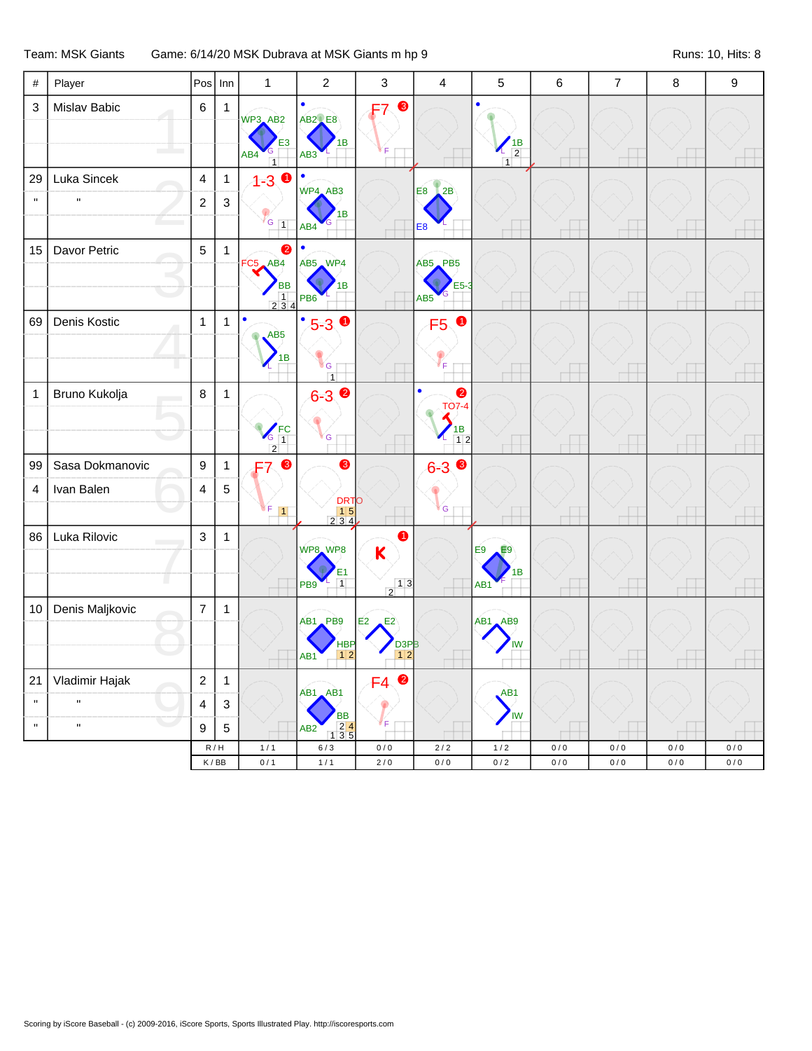Team: MSK Giants Game: 6/14/20 MSK Dubrava at MSK Giants m hp 9 Runs: 10, Hits: 8

| # | Player | Pos | Inn | 1 | 2 | 3 | 4 | 5 | 6 | 7 | 8 | 9 |
|---|---|---|---|---|---|---|---|---|---|---|---|---|
| 3 | Mislav Babic | 6 | 1 | WP3 AB2 E3 AB4 G 1 | AB2 E8 1B AB3 L | F7 ❸ F | | 1B L 2 1 | | | | |
| 29 | Luka Sincek | 4 | 1 | 1-3 ❶ G 1 | WP4 AB3 1B AB4 G | | E8 2B E8 L | | | | | |
| " | " | 2 | 3 | | | | | | | | | |
| 15 | Davor Petric | 5 | 1 | FC5 AB4 ❷ BB 1 2 3 4 | AB5 WP4 1B PB6 L | | AB5 PB5 E5-3 AB5 G | | | | | |
| 69 | Denis Kostic | 1 | 1 | AB5 1B L | 5-3 ❶ G 1 | | F5 ❶ F | | | | | |
| 1 | Bruno Kukolja | 8 | 1 | FC G 1 2 | 6-3 ❷ G | | TO7-4 ❷ 1B L 1 2 | | | | | |
| 99 | Sasa Dokmanovic | 9 | 1 | F7 ❸ F 1 | ❸ DRTO 1 5 2 3 4 | | 6-3 ❸ G | | | | | |
| 4 | Ivan Balen | 4 | 5 | | | | | | | | | |
| 86 | Luka Rilovic | 3 | 1 | | WP8 WP8 E1 PB9 L 1 | K ❶ 1 3 2 | | E9 E9 1B AB1 F | | | | |
| 10 | Denis Maljkovic | 7 | 1 | | AB1 PB9 HBP AB1 1 2 | E2 E2 D3PB 1 2 | | AB1 AB9 IW | | | | |
| 21 | Vladimir Hajak | 2 | 1 | | AB1 AB1 BB AB2 2 4 1 3 5 | F4 ❷ F | | AB1 IW | | | | |
| " | " | 4 | 3 | | | | | | | | | |
| " | " | 9 | 5 | | | | | | | | | |
| | | R / H | | 1 / 1 | 6 / 3 | 0 / 0 | 2 / 2 | 1 / 2 | 0 / 0 | 0 / 0 | 0 / 0 | 0 / 0 |
| | | K / BB | | 0 / 1 | 1 / 1 | 2 / 0 | 0 / 0 | 0 / 2 | 0 / 0 | 0 / 0 | 0 / 0 | 0 / 0 |

Scoring by iScore Baseball - (c) 2009-2016, iScore Sports, Sports Illustrated Play. http://iscoresports.com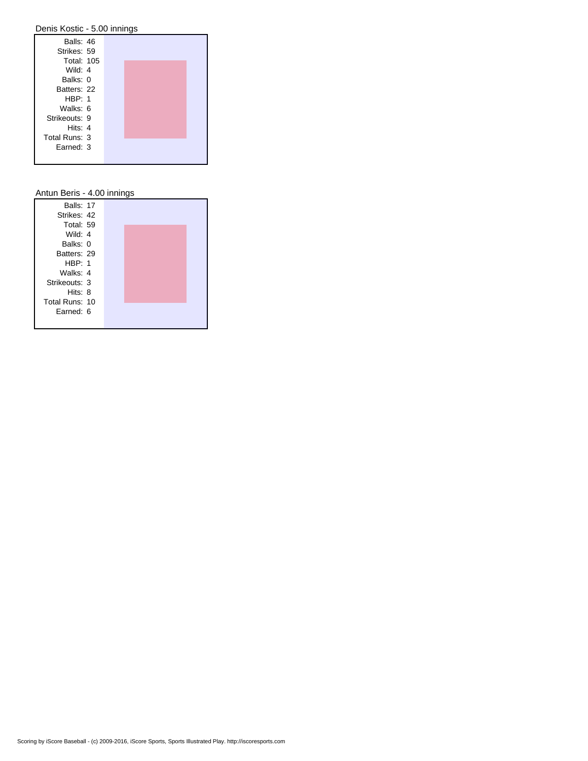Denis Kostic - 5.00 innings

Balls: 46
Strikes: 59
Total: 105
Wild: 4
Balks: 0
Batters: 22
HBP: 1
Walks: 6
Strikeouts: 9
Hits: 4
Total Runs: 3
Earned: 3

Antun Beris - 4.00 innings

Balls: 17
Strikes: 42
Total: 59
Wild: 4
Balks: 0
Batters: 29
HBP: 1
Walks: 4
Strikeouts: 3
Hits: 8
Total Runs: 10
Earned: 6

Scoring by iScore Baseball - (c) 2009-2016, iScore Sports, Sports Illustrated Play. http://iscoresports.com